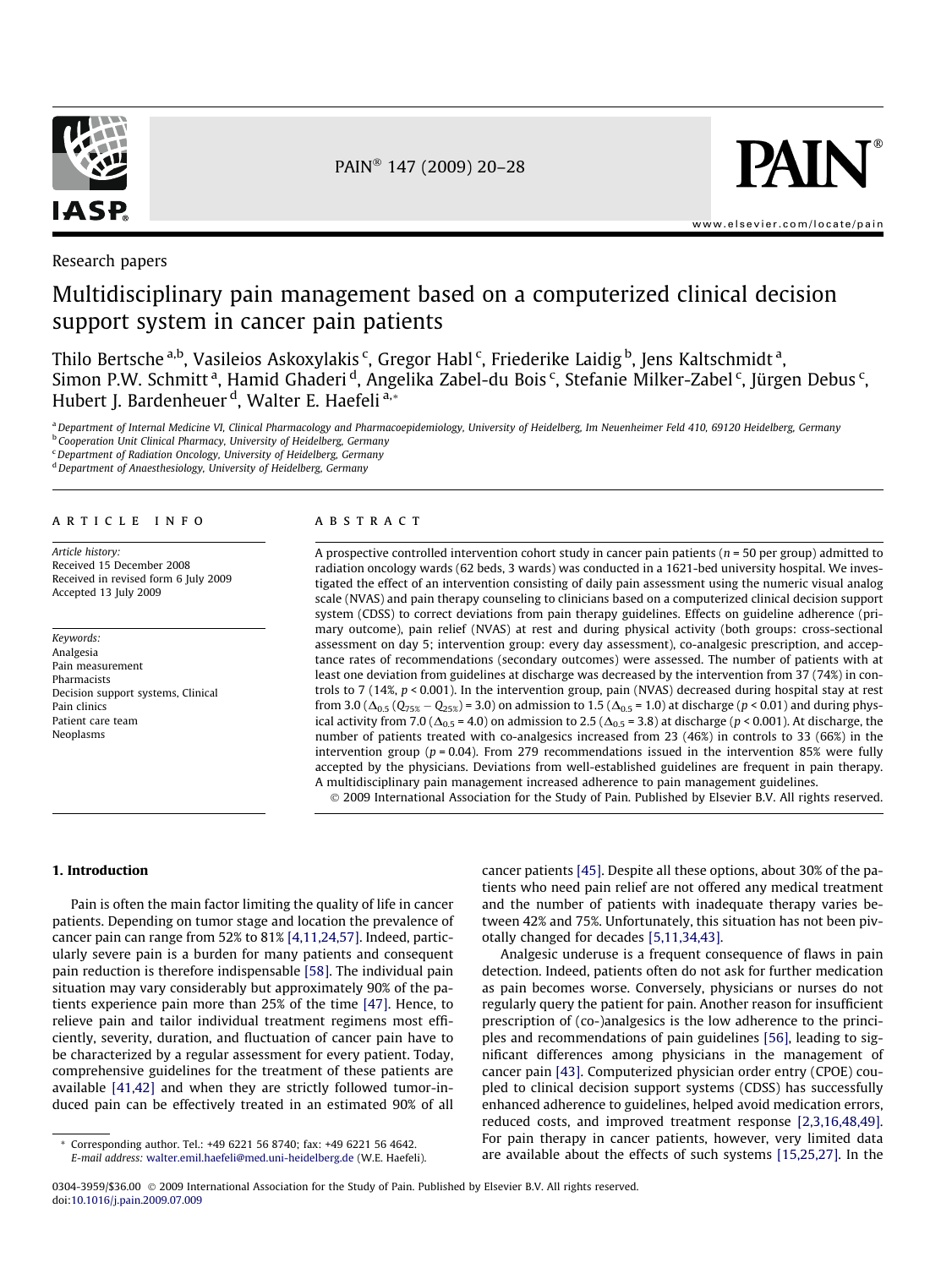Research papers

# Multidisciplinary pain management based on a computerized clinical decision support system in cancer pain patients

Thilo Bertsche [a,b], Vasileios Askoxylakis [c], Gregor Habl [c], Friederike Laidig [b], Jens Kaltschmidt [a], Simon P.W. Schmitt [a], Hamid Ghaderi [d], Angelika Zabel-du Bois [c], Stefanie Milker-Zabel [c], Jürgen Debus [c], Hubert J. Bardenheuer [d], Walter E. Haefeli [a,*]

[a] Department of Internal Medicine VI, Clinical Pharmacology and Pharmacoepidemiology, University of Heidelberg, Im Neuenheimer Feld 410, 69120 Heidelberg, Germany
[b] Cooperation Unit Clinical Pharmacy, University of Heidelberg, Germany
[c] Department of Radiation Oncology, University of Heidelberg, Germany
[d] Department of Anaesthesiology, University of Heidelberg, Germany

## ARTICLE INFO

*Article history:*
Received 15 December 2008
Received in revised form 6 July 2009
Accepted 13 July 2009

*Keywords:*
Analgesia
Pain measurement
Pharmacists
Decision support systems, Clinical
Pain clinics
Patient care team
Neoplasms

## ABSTRACT

A prospective controlled intervention cohort study in cancer pain patients ($n = 50$ per group) admitted to radiation oncology wards (62 beds, 3 wards) was conducted in a 1621-bed university hospital. We investigated the effect of an intervention consisting of daily pain assessment using the numeric visual analog scale (NVAS) and pain therapy counseling to clinicians based on a computerized clinical decision support system (CDSS) to correct deviations from pain therapy guidelines. Effects on guideline adherence (primary outcome), pain relief (NVAS) at rest and during physical activity (both groups: cross-sectional assessment on day 5; intervention group: every day assessment), co-analgesic prescription, and acceptance rates of recommendations (secondary outcomes) were assessed. The number of patients with at least one deviation from guidelines at discharge was decreased by the intervention from 37 (74%) in controls to 7 (14%, $p < 0.001$). In the intervention group, pain (NVAS) decreased during hospital stay at rest from 3.0 ($\Delta_{0.5}$ ($Q_{75\%} - Q_{25\%}$) = 3.0) on admission to 1.5 ($\Delta_{0.5}$ = 1.0) at discharge ($p < 0.01$) and during physical activity from 7.0 ($\Delta_{0.5}$ = 4.0) on admission to 2.5 ($\Delta_{0.5}$ = 3.8) at discharge ($p < 0.001$). At discharge, the number of patients treated with co-analgesics increased from 23 (46%) in controls to 33 (66%) in the intervention group ($p = 0.04$). From 279 recommendations issued in the intervention 85% were fully accepted by the physicians. Deviations from well-established guidelines are frequent in pain therapy. A multidisciplinary pain management increased adherence to pain management guidelines.

© 2009 International Association for the Study of Pain. Published by Elsevier B.V. All rights reserved.

## 1. Introduction

Pain is often the main factor limiting the quality of life in cancer patients. Depending on tumor stage and location the prevalence of cancer pain can range from 52% to 81% [4,11,24,57]. Indeed, particularly severe pain is a burden for many patients and consequent pain reduction is therefore indispensable [58]. The individual pain situation may vary considerably but approximately 90% of the patients experience pain more than 25% of the time [47]. Hence, to relieve pain and tailor individual treatment regimens most efficiently, severity, duration, and fluctuation of cancer pain have to be characterized by a regular assessment for every patient. Today, comprehensive guidelines for the treatment of these patients are available [41,42] and when they are strictly followed tumor-induced pain can be effectively treated in an estimated 90% of all cancer patients [45]. Despite all these options, about 30% of the patients who need pain relief are not offered any medical treatment and the number of patients with inadequate therapy varies between 42% and 75%. Unfortunately, this situation has not been pivotally changed for decades [5,11,34,43].

Analgesic underuse is a frequent consequence of flaws in pain detection. Indeed, patients often do not ask for further medication as pain becomes worse. Conversely, physicians or nurses do not regularly query the patient for pain. Another reason for insufficient prescription of (co-)analgesics is the low adherence to the principles and recommendations of pain guidelines [56], leading to significant differences among physicians in the management of cancer pain [43]. Computerized physician order entry (CPOE) coupled to clinical decision support systems (CDSS) has successfully enhanced adherence to guidelines, helped avoid medication errors, reduced costs, and improved treatment response [2,3,16,48,49]. For pain therapy in cancer patients, however, very limited data are available about the effects of such systems [15,25,27]. In the

\* Corresponding author. Tel.: +49 6221 56 8740; fax: +49 6221 56 4642.
*E-mail address:* walter.emil.haefeli@med.uni-heidelberg.de (W.E. Haefeli).

0304-3959/$36.00 © 2009 International Association for the Study of Pain. Published by Elsevier B.V. All rights reserved.
doi:10.1016/j.pain.2009.07.009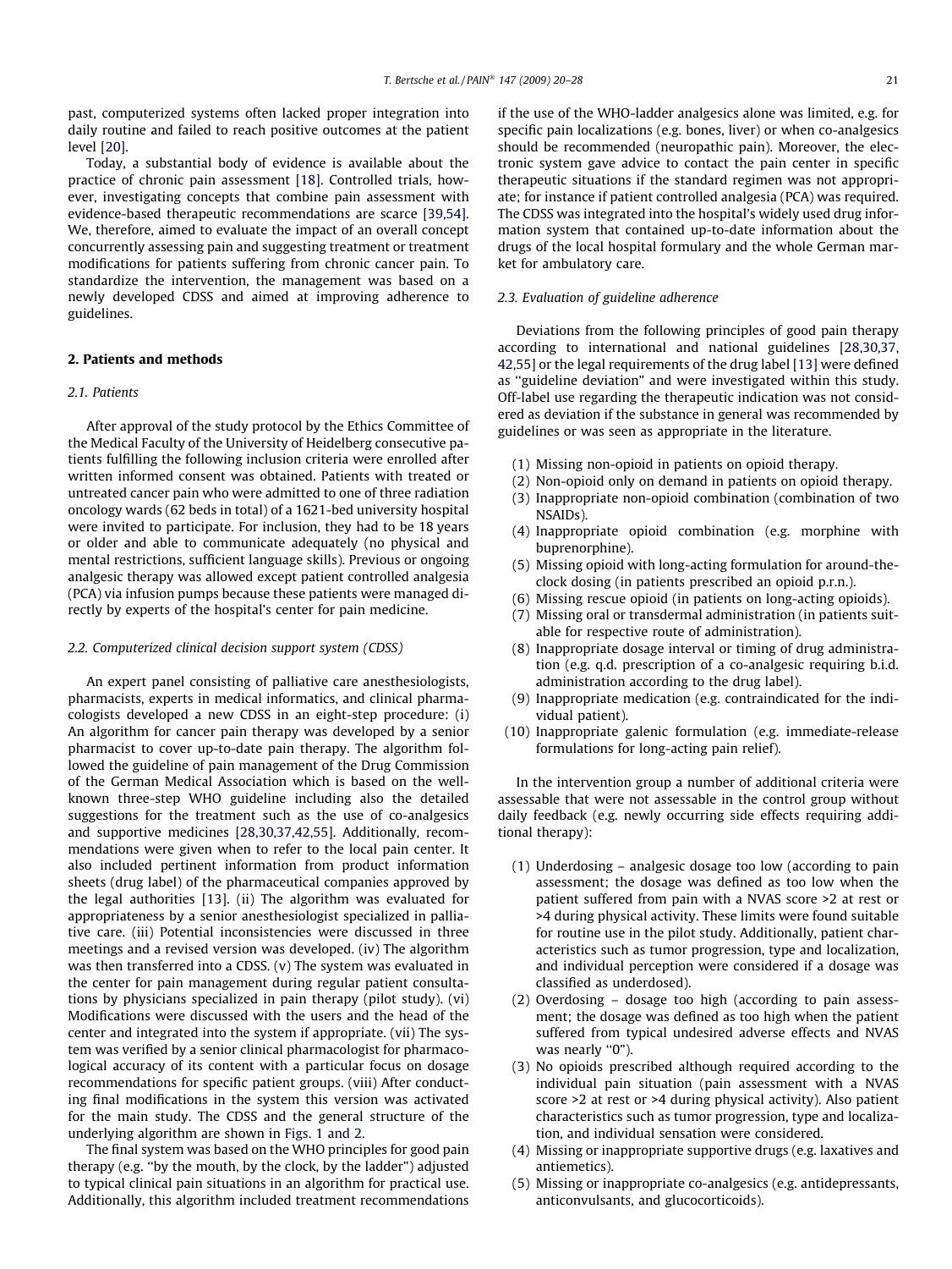past, computerized systems often lacked proper integration into daily routine and failed to reach positive outcomes at the patient level [20].

Today, a substantial body of evidence is available about the practice of chronic pain assessment [18]. Controlled trials, however, investigating concepts that combine pain assessment with evidence-based therapeutic recommendations are scarce [39,54]. We, therefore, aimed to evaluate the impact of an overall concept concurrently assessing pain and suggesting treatment or treatment modifications for patients suffering from chronic cancer pain. To standardize the intervention, the management was based on a newly developed CDSS and aimed at improving adherence to guidelines.

## 2. Patients and methods

### 2.1. Patients

After approval of the study protocol by the Ethics Committee of the Medical Faculty of the University of Heidelberg consecutive patients fulfilling the following inclusion criteria were enrolled after written informed consent was obtained. Patients with treated or untreated cancer pain who were admitted to one of three radiation oncology wards (62 beds in total) of a 1621-bed university hospital were invited to participate. For inclusion, they had to be 18 years or older and able to communicate adequately (no physical and mental restrictions, sufficient language skills). Previous or ongoing analgesic therapy was allowed except patient controlled analgesia (PCA) via infusion pumps because these patients were managed directly by experts of the hospital's center for pain medicine.

### 2.2. Computerized clinical decision support system (CDSS)

An expert panel consisting of palliative care anesthesiologists, pharmacists, experts in medical informatics, and clinical pharmacologists developed a new CDSS in an eight-step procedure: (i) An algorithm for cancer pain therapy was developed by a senior pharmacist to cover up-to-date pain therapy. The algorithm followed the guideline of pain management of the Drug Commission of the German Medical Association which is based on the well-known three-step WHO guideline including also the detailed suggestions for the treatment such as the use of co-analgesics and supportive medicines [28,30,37,42,55]. Additionally, recommendations were given when to refer to the local pain center. It also included pertinent information from product information sheets (drug label) of the pharmaceutical companies approved by the legal authorities [13]. (ii) The algorithm was evaluated for appropriateness by a senior anesthesiologist specialized in palliative care. (iii) Potential inconsistencies were discussed in three meetings and a revised version was developed. (iv) The algorithm was then transferred into a CDSS. (v) The system was evaluated in the center for pain management during regular patient consultations by physicians specialized in pain therapy (pilot study). (vi) Modifications were discussed with the users and the head of the center and integrated into the system if appropriate. (vii) The system was verified by a senior clinical pharmacologist for pharmacological accuracy of its content with a particular focus on dosage recommendations for specific patient groups. (viii) After conducting final modifications in the system this version was activated for the main study. The CDSS and the general structure of the underlying algorithm are shown in Figs. 1 and 2.

The final system was based on the WHO principles for good pain therapy (e.g. "by the mouth, by the clock, by the ladder") adjusted to typical clinical pain situations in an algorithm for practical use. Additionally, this algorithm included treatment recommendations if the use of the WHO-ladder analgesics alone was limited, e.g. for specific pain localizations (e.g. bones, liver) or when co-analgesics should be recommended (neuropathic pain). Moreover, the electronic system gave advice to contact the pain center in specific therapeutic situations if the standard regimen was not appropriate; for instance if patient controlled analgesia (PCA) was required. The CDSS was integrated into the hospital's widely used drug information system that contained up-to-date information about the drugs of the local hospital formulary and the whole German market for ambulatory care.

### 2.3. Evaluation of guideline adherence

Deviations from the following principles of good pain therapy according to international and national guidelines [28,30,37,42,55] or the legal requirements of the drug label [13] were defined as "guideline deviation" and were investigated within this study. Off-label use regarding the therapeutic indication was not considered as deviation if the substance in general was recommended by guidelines or was seen as appropriate in the literature.

(1) Missing non-opioid in patients on opioid therapy.
(2) Non-opioid only on demand in patients on opioid therapy.
(3) Inappropriate non-opioid combination (combination of two NSAIDs).
(4) Inappropriate opioid combination (e.g. morphine with buprenorphine).
(5) Missing opioid with long-acting formulation for around-the-clock dosing (in patients prescribed an opioid p.r.n.).
(6) Missing rescue opioid (in patients on long-acting opioids).
(7) Missing oral or transdermal administration (in patients suitable for respective route of administration).
(8) Inappropriate dosage interval or timing of drug administration (e.g. q.d. prescription of a co-analgesic requiring b.i.d. administration according to the drug label).
(9) Inappropriate medication (e.g. contraindicated for the individual patient).
(10) Inappropriate galenic formulation (e.g. immediate-release formulations for long-acting pain relief).

In the intervention group a number of additional criteria were assessable that were not assessable in the control group without daily feedback (e.g. newly occurring side effects requiring additional therapy):

(1) Underdosing – analgesic dosage too low (according to pain assessment; the dosage was defined as too low when the patient suffered from pain with a NVAS score >2 at rest or >4 during physical activity. These limits were found suitable for routine use in the pilot study. Additionally, patient characteristics such as tumor progression, type and localization, and individual perception were considered if a dosage was classified as underdosed).
(2) Overdosing – dosage too high (according to pain assessment; the dosage was defined as too high when the patient suffered from typical undesired adverse effects and NVAS was nearly "0").
(3) No opioids prescribed although required according to the individual pain situation (pain assessment with a NVAS score >2 at rest or >4 during physical activity). Also patient characteristics such as tumor progression, type and localization, and individual sensation were considered.
(4) Missing or inappropriate supportive drugs (e.g. laxatives and antiemetics).
(5) Missing or inappropriate co-analgesics (e.g. antidepressants, anticonvulsants, and glucocorticoids).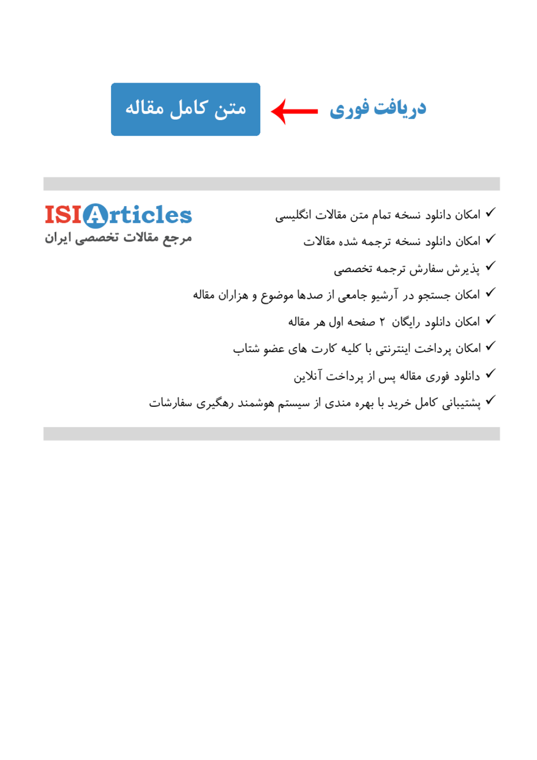دریافت فوری ← **متن کامل مقاله**

**ISIArticles**
مرجع مقالات تخصصی ایران

- ✓ امکان دانلود نسخه تمام متن مقالات انگلیسی
- ✓ امکان دانلود نسخه ترجمه شده مقالات
- ✓ پذیرش سفارش ترجمه تخصصی
- ✓ امکان جستجو در آرشیو جامعی از صدها موضوع و هزاران مقاله
- ✓ امکان دانلود رایگان ۲ صفحه اول هر مقاله
- ✓ امکان پرداخت اینترنتی با کلیه کارت های عضو شتاب
- ✓ دانلود فوری مقاله پس از پرداخت آنلاین
- ✓ پشتیبانی کامل خرید با بهره مندی از سیستم هوشمند رهگیری سفارشات